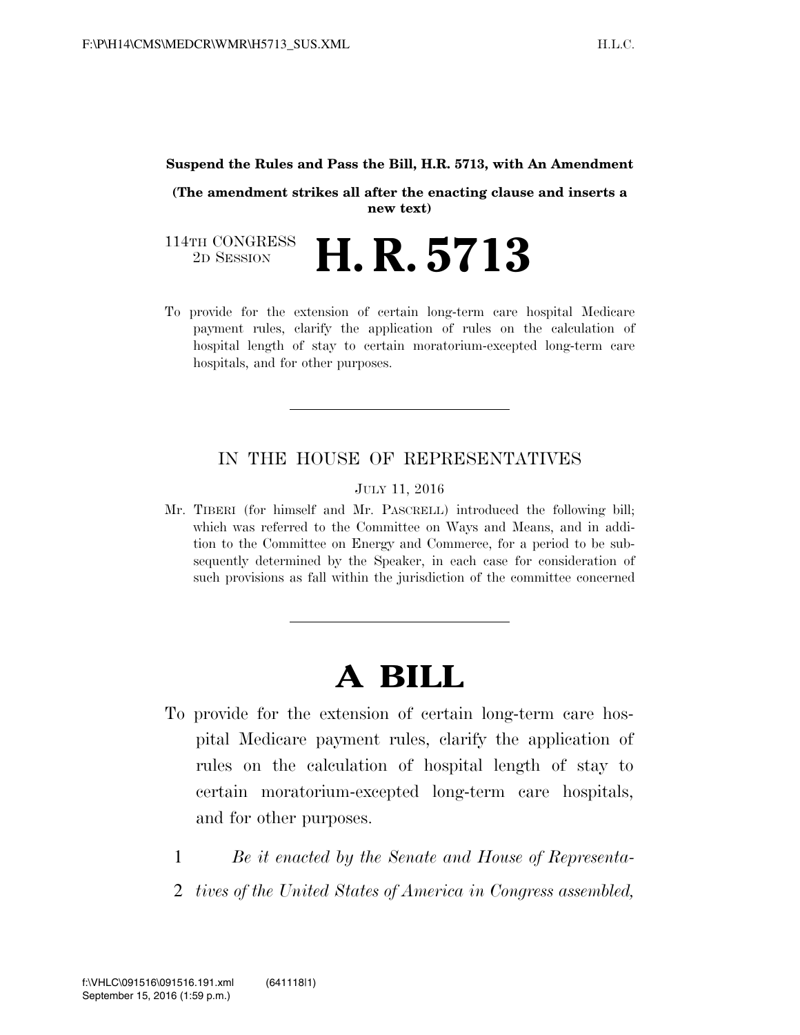**Suspend the Rules and Pass the Bill, H.R. 5713, with An Amendment**

**(The amendment strikes all after the enacting clause and inserts a new text)**

114TH CONGRESS
2D SESSION

# H. R. 5713

To provide for the extension of certain long-term care hospital Medicare payment rules, clarify the application of rules on the calculation of hospital length of stay to certain moratorium-excepted long-term care hospitals, and for other purposes.

---

IN THE HOUSE OF REPRESENTATIVES

JULY 11, 2016

Mr. TIBERI (for himself and Mr. PASCRELL) introduced the following bill; which was referred to the Committee on Ways and Means, and in addition to the Committee on Energy and Commerce, for a period to be subsequently determined by the Speaker, in each case for consideration of such provisions as fall within the jurisdiction of the committee concerned

---

# A BILL

To provide for the extension of certain long-term care hospital Medicare payment rules, clarify the application of rules on the calculation of hospital length of stay to certain moratorium-excepted long-term care hospitals, and for other purposes.

1 *Be it enacted by the Senate and House of Representa-*
2 *tives of the United States of America in Congress assembled,*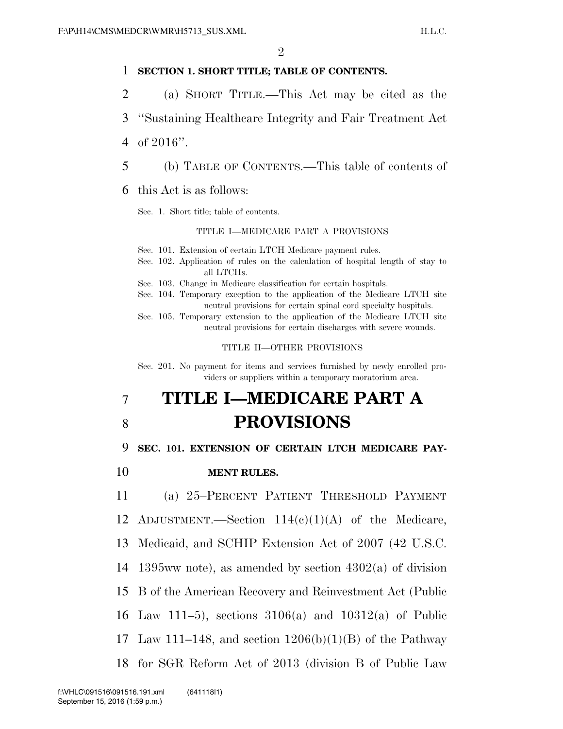**SECTION 1. SHORT TITLE; TABLE OF CONTENTS.**

(a) SHORT TITLE.—This Act may be cited as the "Sustaining Healthcare Integrity and Fair Treatment Act of 2016".

(b) TABLE OF CONTENTS.—This table of contents of this Act is as follows:

Sec. 1. Short title; table of contents.

TITLE I—MEDICARE PART A PROVISIONS

Sec. 101. Extension of certain LTCH Medicare payment rules.
Sec. 102. Application of rules on the calculation of hospital length of stay to all LTCHs.
Sec. 103. Change in Medicare classification for certain hospitals.
Sec. 104. Temporary exception to the application of the Medicare LTCH site neutral provisions for certain spinal cord specialty hospitals.
Sec. 105. Temporary extension to the application of the Medicare LTCH site neutral provisions for certain discharges with severe wounds.

TITLE II—OTHER PROVISIONS

Sec. 201. No payment for items and services furnished by newly enrolled providers or suppliers within a temporary moratorium area.

# TITLE I—MEDICARE PART A PROVISIONS

## SEC. 101. EXTENSION OF CERTAIN LTCH MEDICARE PAYMENT RULES.

(a) 25–PERCENT PATIENT THRESHOLD PAYMENT ADJUSTMENT.—Section 114(c)(1)(A) of the Medicare, Medicaid, and SCHIP Extension Act of 2007 (42 U.S.C. 1395ww note), as amended by section 4302(a) of division B of the American Recovery and Reinvestment Act (Public Law 111–5), sections 3106(a) and 10312(a) of Public Law 111–148, and section 1206(b)(1)(B) of the Pathway for SGR Reform Act of 2013 (division B of Public Law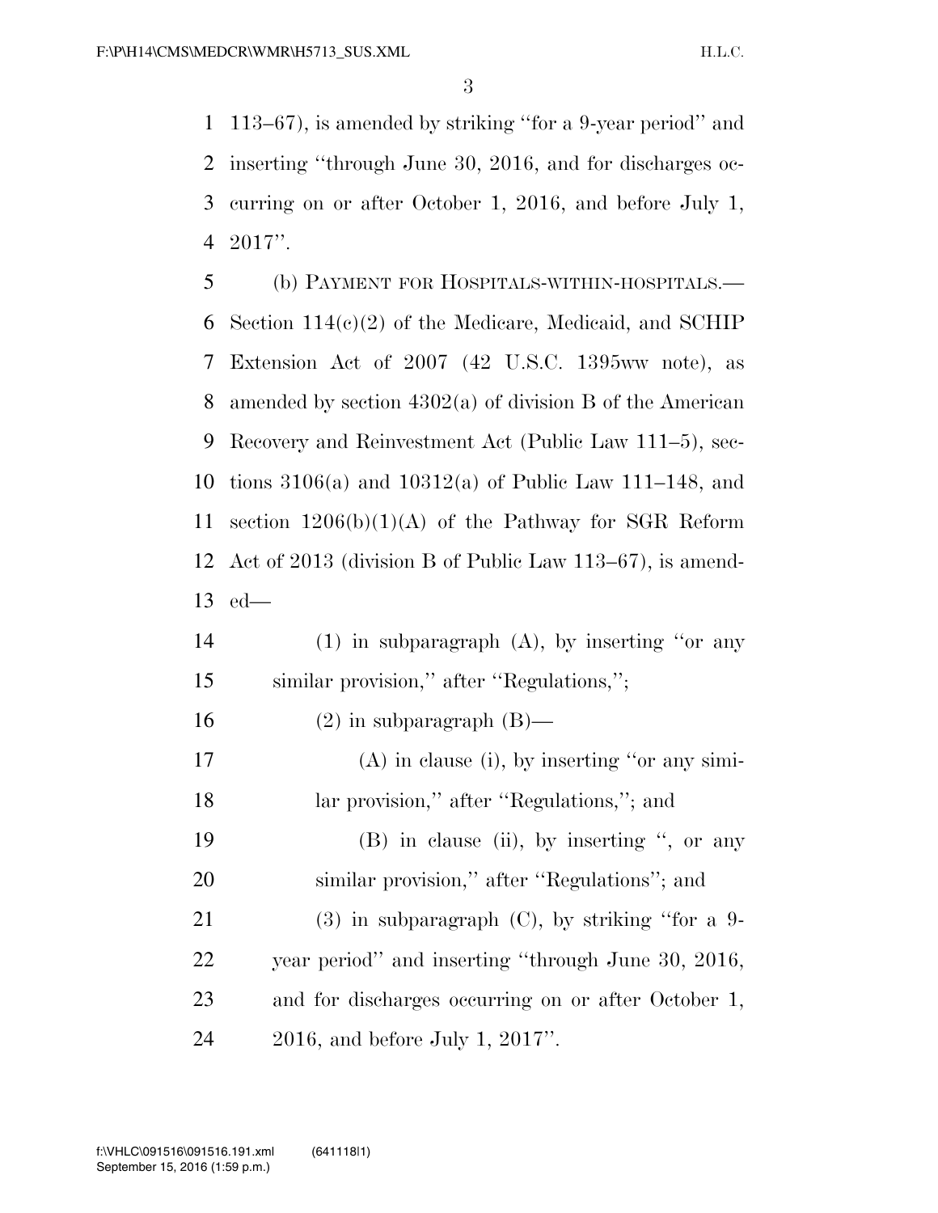113–67), is amended by striking ''for a 9-year period'' and inserting ''through June 30, 2016, and for discharges occurring on or after October 1, 2016, and before July 1, 2017''.

(b) PAYMENT FOR HOSPITALS-WITHIN-HOSPITALS.—Section 114(c)(2) of the Medicare, Medicaid, and SCHIP Extension Act of 2007 (42 U.S.C. 1395ww note), as amended by section 4302(a) of division B of the American Recovery and Reinvestment Act (Public Law 111–5), sections 3106(a) and 10312(a) of Public Law 111–148, and section 1206(b)(1)(A) of the Pathway for SGR Reform Act of 2013 (division B of Public Law 113–67), is amended—

(1) in subparagraph (A), by inserting ''or any similar provision,'' after ''Regulations,'';

(2) in subparagraph (B)—

(A) in clause (i), by inserting ''or any similar provision,'' after ''Regulations,''; and

(B) in clause (ii), by inserting '', or any similar provision,'' after ''Regulations''; and

(3) in subparagraph (C), by striking ''for a 9-year period'' and inserting ''through June 30, 2016, and for discharges occurring on or after October 1, 2016, and before July 1, 2017''.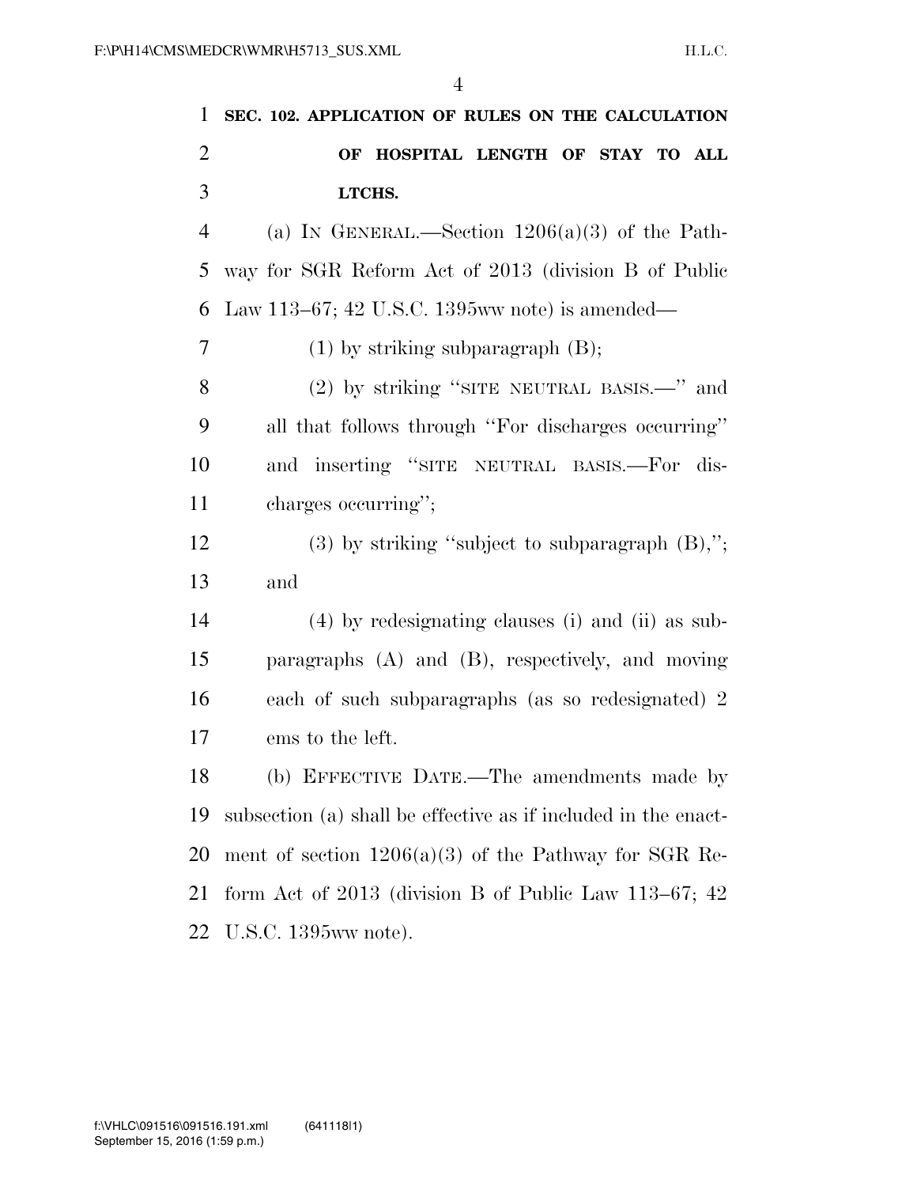**SEC. 102. APPLICATION OF RULES ON THE CALCULATION OF HOSPITAL LENGTH OF STAY TO ALL LTCHS.**

(a) IN GENERAL.—Section 1206(a)(3) of the Pathway for SGR Reform Act of 2013 (division B of Public Law 113–67; 42 U.S.C. 1395ww note) is amended—

(1) by striking subparagraph (B);

(2) by striking ''SITE NEUTRAL BASIS.—'' and all that follows through ''For discharges occurring'' and inserting ''SITE NEUTRAL BASIS.—For discharges occurring'';

(3) by striking ''subject to subparagraph (B),''; and

(4) by redesignating clauses (i) and (ii) as subparagraphs (A) and (B), respectively, and moving each of such subparagraphs (as so redesignated) 2 ems to the left.

(b) EFFECTIVE DATE.—The amendments made by subsection (a) shall be effective as if included in the enactment of section 1206(a)(3) of the Pathway for SGR Reform Act of 2013 (division B of Public Law 113–67; 42 U.S.C. 1395ww note).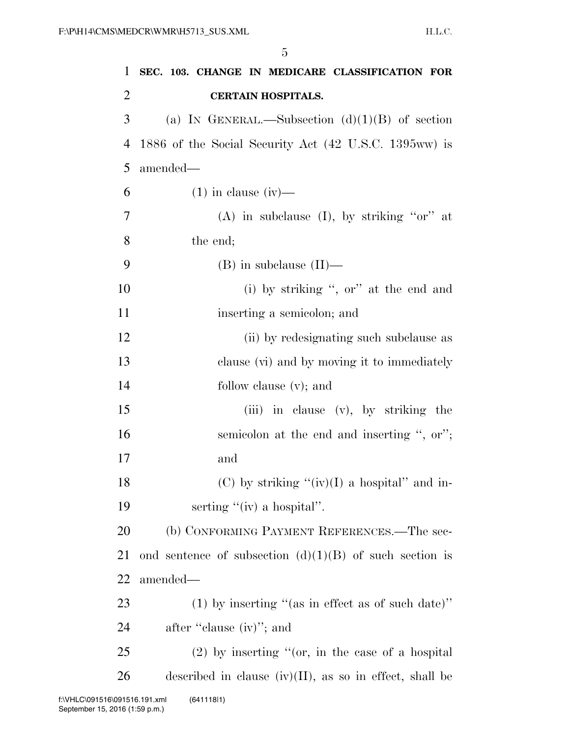**SEC. 103. CHANGE IN MEDICARE CLASSIFICATION FOR CERTAIN HOSPITALS.**

(a) IN GENERAL.—Subsection (d)(1)(B) of section 1886 of the Social Security Act (42 U.S.C. 1395ww) is amended—

(1) in clause (iv)—

(A) in subclause (I), by striking "or" at the end;

(B) in subclause (II)—

(i) by striking ", or" at the end and inserting a semicolon; and

(ii) by redesignating such subclause as clause (vi) and by moving it to immediately follow clause (v); and

(iii) in clause (v), by striking the semicolon at the end and inserting ", or"; and

(C) by striking "(iv)(I) a hospital" and inserting "(iv) a hospital".

(b) CONFORMING PAYMENT REFERENCES.—The second sentence of subsection (d)(1)(B) of such section is amended—

(1) by inserting "(as in effect as of such date)" after "clause (iv)"; and

(2) by inserting "(or, in the case of a hospital described in clause (iv)(II), as so in effect, shall be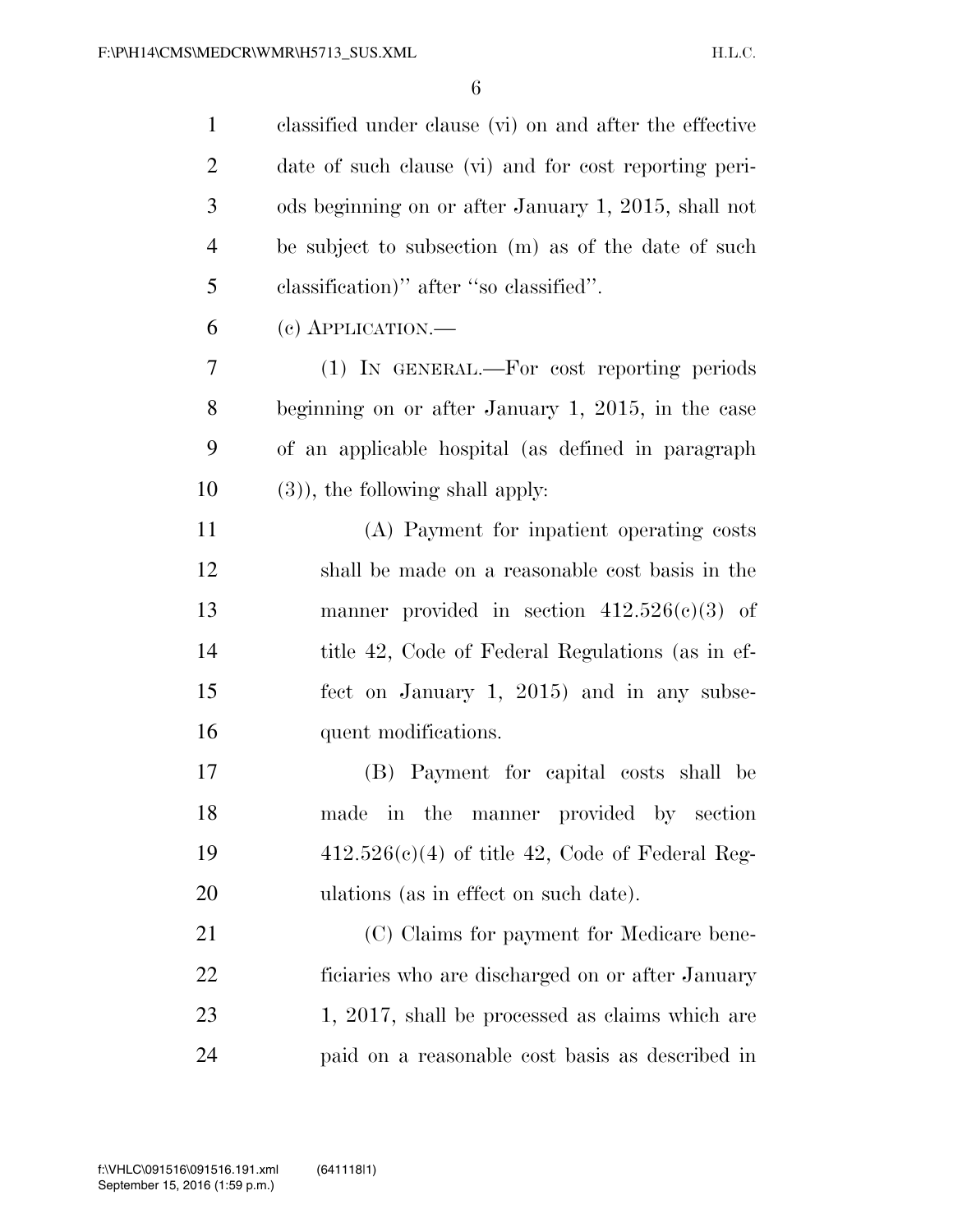classified under clause (vi) on and after the effective date of such clause (vi) and for cost reporting periods beginning on or after January 1, 2015, shall not be subject to subsection (m) as of the date of such classification)'' after ''so classified''.

(c) APPLICATION.—

(1) IN GENERAL.—For cost reporting periods beginning on or after January 1, 2015, in the case of an applicable hospital (as defined in paragraph (3)), the following shall apply:

(A) Payment for inpatient operating costs shall be made on a reasonable cost basis in the manner provided in section 412.526(c)(3) of title 42, Code of Federal Regulations (as in effect on January 1, 2015) and in any subsequent modifications.

(B) Payment for capital costs shall be made in the manner provided by section 412.526(c)(4) of title 42, Code of Federal Regulations (as in effect on such date).

(C) Claims for payment for Medicare beneficiaries who are discharged on or after January 1, 2017, shall be processed as claims which are paid on a reasonable cost basis as described in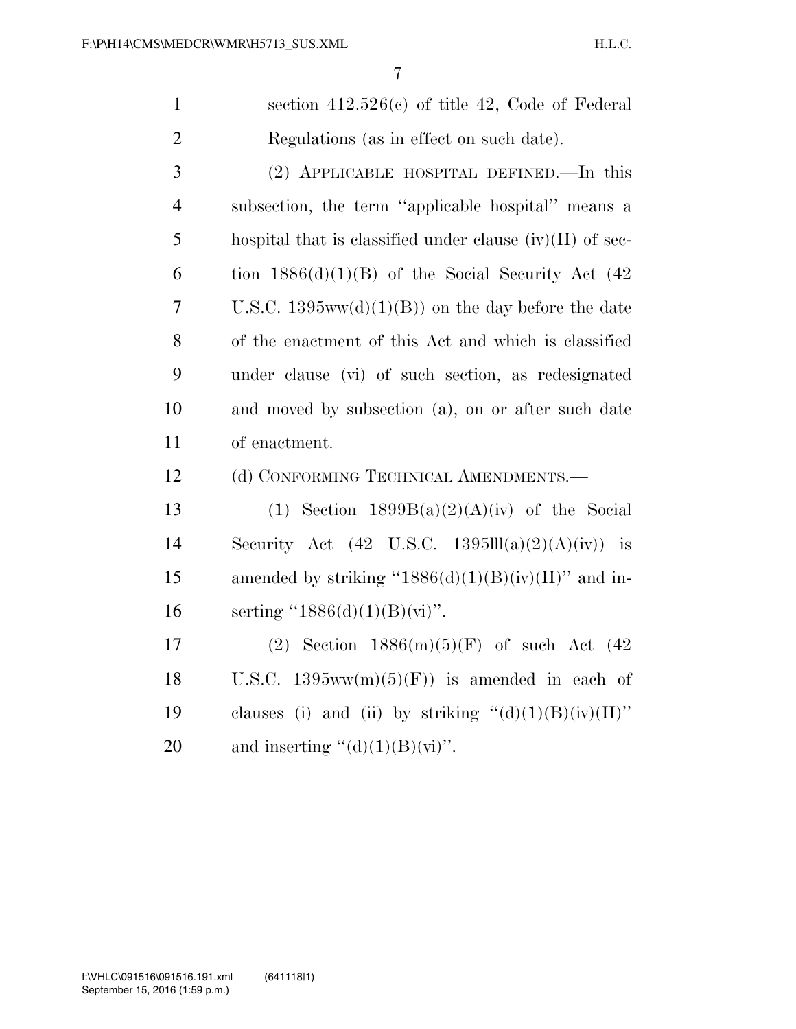section 412.526(c) of title 42, Code of Federal Regulations (as in effect on such date).

(2) APPLICABLE HOSPITAL DEFINED.—In this subsection, the term ''applicable hospital'' means a hospital that is classified under clause (iv)(II) of section 1886(d)(1)(B) of the Social Security Act (42 U.S.C. 1395ww(d)(1)(B)) on the day before the date of the enactment of this Act and which is classified under clause (vi) of such section, as redesignated and moved by subsection (a), on or after such date of enactment.

(d) CONFORMING TECHNICAL AMENDMENTS.—

(1) Section 1899B(a)(2)(A)(iv) of the Social Security Act (42 U.S.C. 1395lll(a)(2)(A)(iv)) is amended by striking ''1886(d)(1)(B)(iv)(II)'' and inserting ''1886(d)(1)(B)(vi)''.

(2) Section 1886(m)(5)(F) of such Act (42 U.S.C. 1395ww(m)(5)(F)) is amended in each of clauses (i) and (ii) by striking ''(d)(1)(B)(iv)(II)'' and inserting ''(d)(1)(B)(vi)''.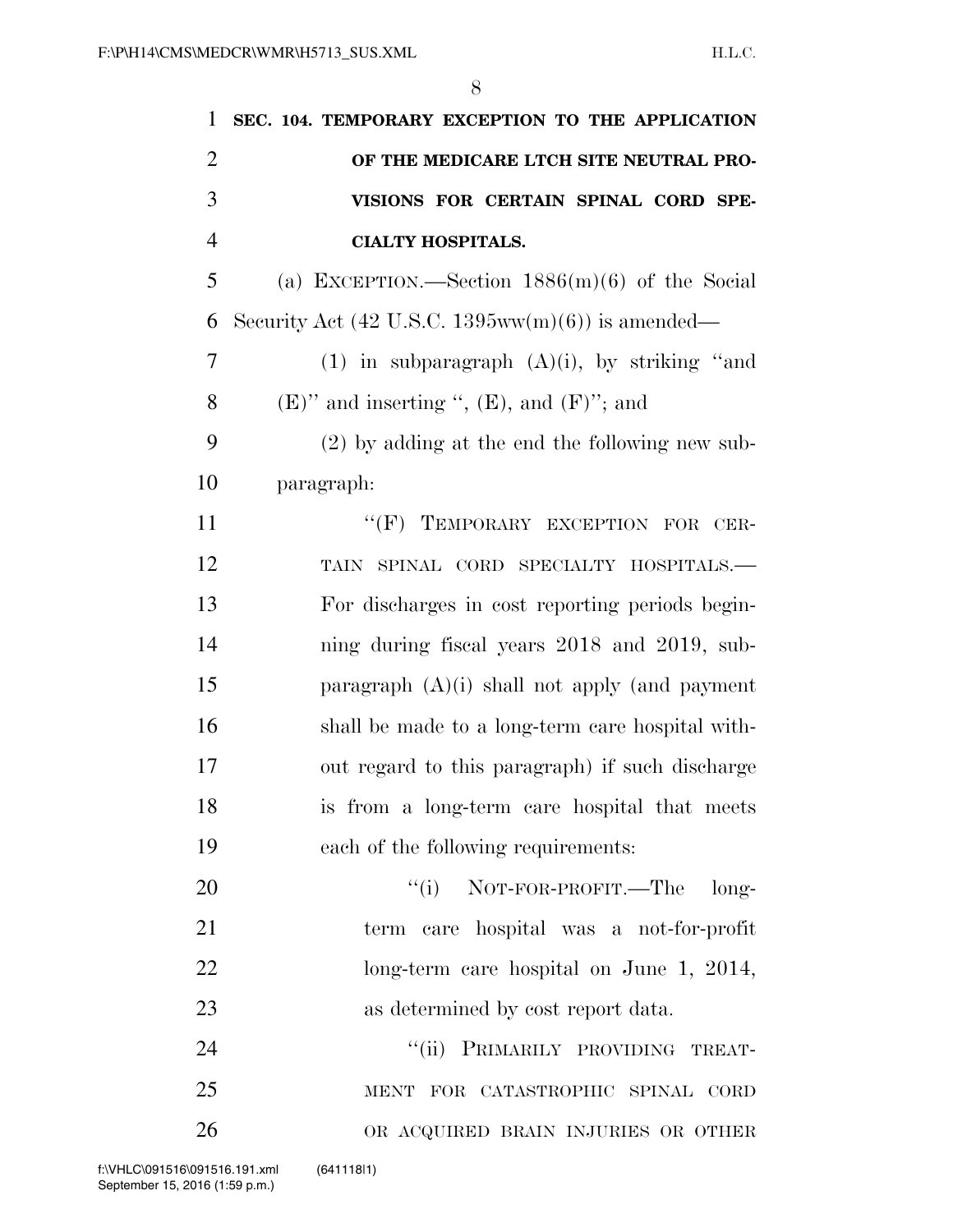**SEC. 104. TEMPORARY EXCEPTION TO THE APPLICATION OF THE MEDICARE LTCH SITE NEUTRAL PROVISIONS FOR CERTAIN SPINAL CORD SPECIALTY HOSPITALS.**

(a) EXCEPTION.—Section 1886(m)(6) of the Social Security Act (42 U.S.C. 1395ww(m)(6)) is amended—

(1) in subparagraph (A)(i), by striking "and (E)" and inserting ", (E), and (F)"; and

(2) by adding at the end the following new subparagraph:

"(F) TEMPORARY EXCEPTION FOR CERTAIN SPINAL CORD SPECIALTY HOSPITALS.—For discharges in cost reporting periods beginning during fiscal years 2018 and 2019, subparagraph (A)(i) shall not apply (and payment shall be made to a long-term care hospital without regard to this paragraph) if such discharge is from a long-term care hospital that meets each of the following requirements:

"(i) NOT-FOR-PROFIT.—The long-term care hospital was a not-for-profit long-term care hospital on June 1, 2014, as determined by cost report data.

"(ii) PRIMARILY PROVIDING TREATMENT FOR CATASTROPHIC SPINAL CORD OR ACQUIRED BRAIN INJURIES OR OTHER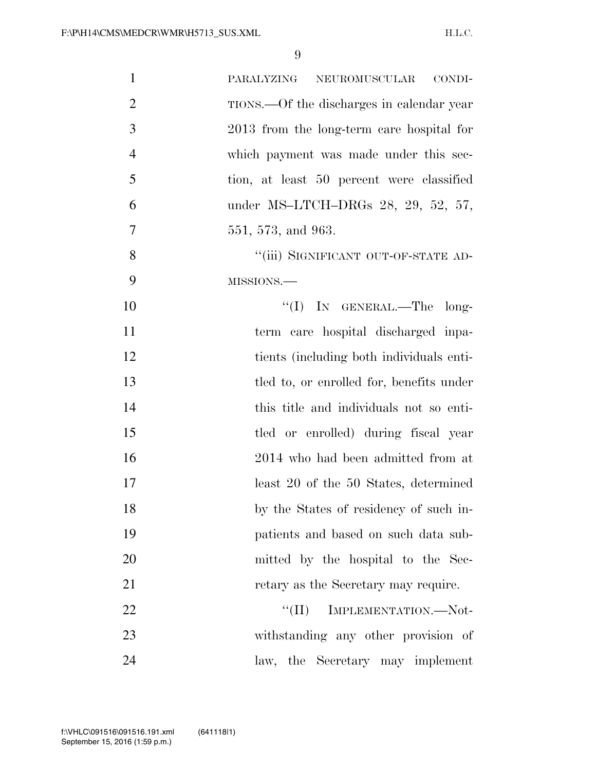PARALYZING NEUROMUSCULAR CONDITIONS.—Of the discharges in calendar year 2013 from the long-term care hospital for which payment was made under this section, at least 50 percent were classified under MS–LTCH–DRGs 28, 29, 52, 57, 551, 573, and 963.

‘‘(iii) SIGNIFICANT OUT-OF-STATE ADMISSIONS.—

‘‘(I) IN GENERAL.—The long-term care hospital discharged inpatients (including both individuals entitled to, or enrolled for, benefits under this title and individuals not so entitled or enrolled) during fiscal year 2014 who had been admitted from at least 20 of the 50 States, determined by the States of residency of such inpatients and based on such data submitted by the hospital to the Secretary as the Secretary may require.

‘‘(II) IMPLEMENTATION.—Notwithstanding any other provision of law, the Secretary may implement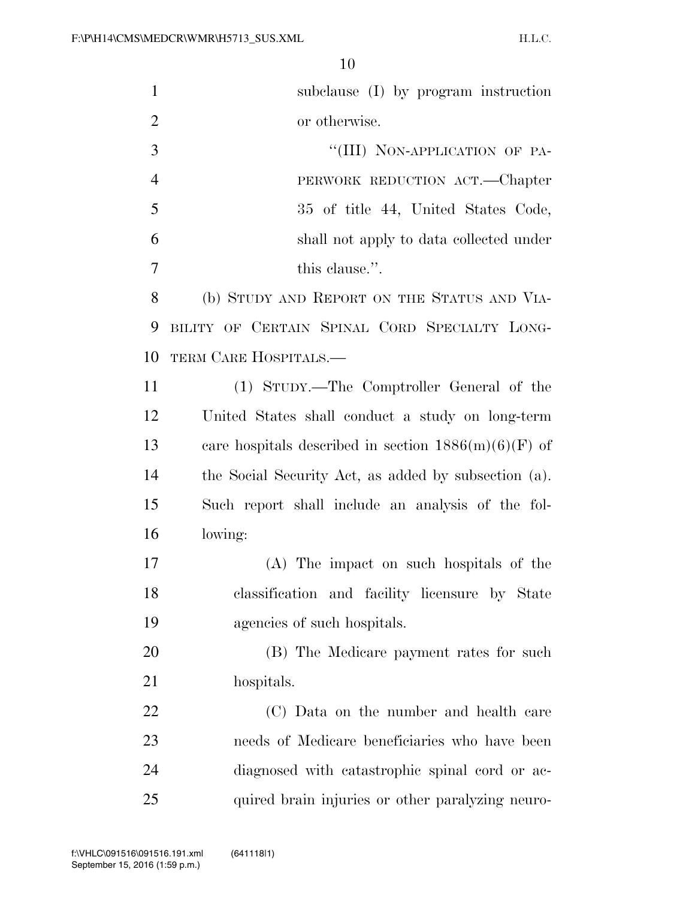subclause (I) by program instruction or otherwise.

"(III) NON-APPLICATION OF PAPERWORK REDUCTION ACT.—Chapter 35 of title 44, United States Code, shall not apply to data collected under this clause.".

(b) STUDY AND REPORT ON THE STATUS AND VIABILITY OF CERTAIN SPINAL CORD SPECIALTY LONG-TERM CARE HOSPITALS.—

(1) STUDY.—The Comptroller General of the United States shall conduct a study on long-term care hospitals described in section 1886(m)(6)(F) of the Social Security Act, as added by subsection (a). Such report shall include an analysis of the following:

(A) The impact on such hospitals of the classification and facility licensure by State agencies of such hospitals.

(B) The Medicare payment rates for such hospitals.

(C) Data on the number and health care needs of Medicare beneficiaries who have been diagnosed with catastrophic spinal cord or acquired brain injuries or other paralyzing neuro-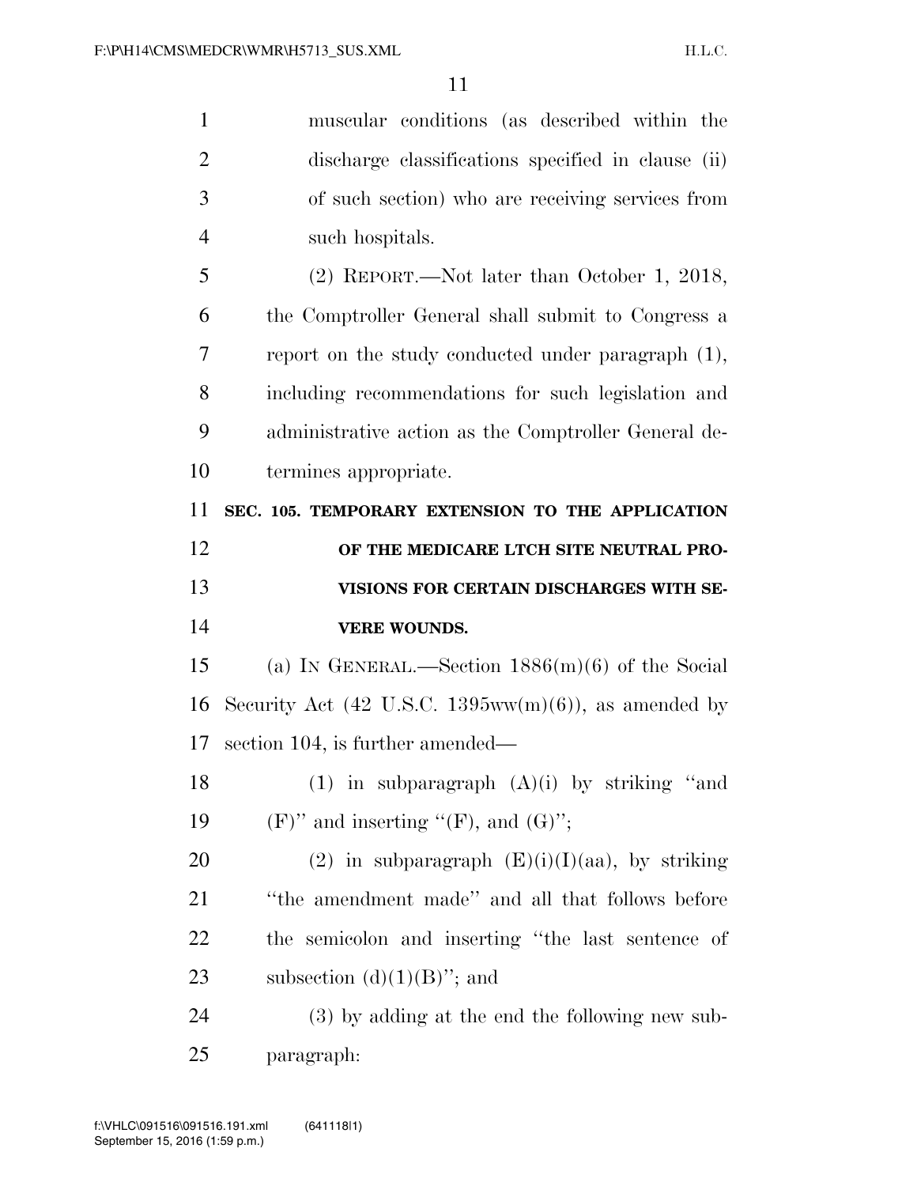muscular conditions (as described within the discharge classifications specified in clause (ii) of such section) who are receiving services from such hospitals.

(2) REPORT.—Not later than October 1, 2018, the Comptroller General shall submit to Congress a report on the study conducted under paragraph (1), including recommendations for such legislation and administrative action as the Comptroller General determines appropriate.

**SEC. 105. TEMPORARY EXTENSION TO THE APPLICATION OF THE MEDICARE LTCH SITE NEUTRAL PROVISIONS FOR CERTAIN DISCHARGES WITH SEVERE WOUNDS.**

(a) IN GENERAL.—Section 1886(m)(6) of the Social Security Act (42 U.S.C. 1395ww(m)(6)), as amended by section 104, is further amended—

(1) in subparagraph (A)(i) by striking "and (F)" and inserting "(F), and (G)";

(2) in subparagraph (E)(i)(I)(aa), by striking "the amendment made" and all that follows before the semicolon and inserting "the last sentence of subsection (d)(1)(B)"; and

(3) by adding at the end the following new subparagraph: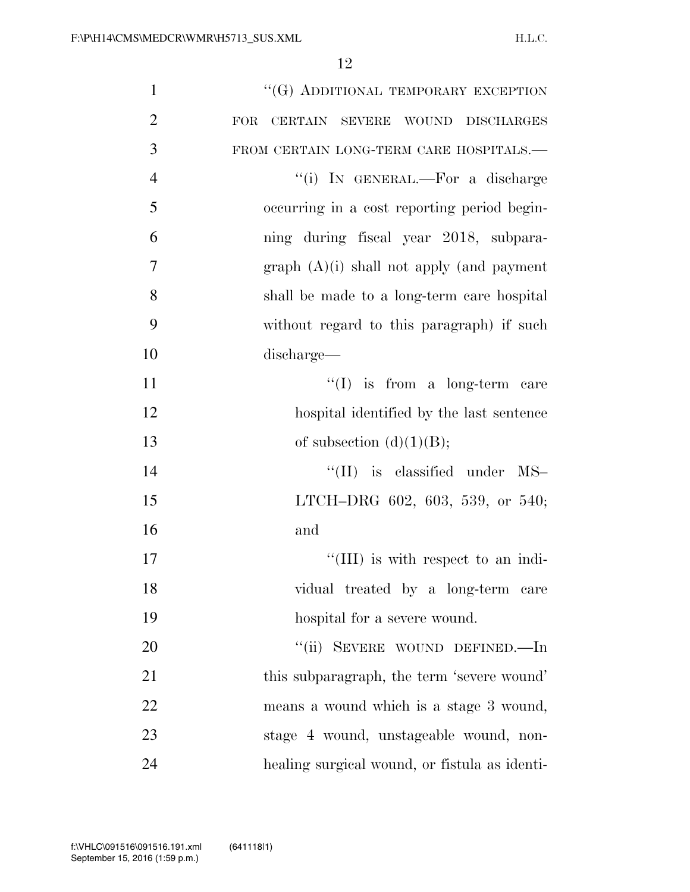"(G) ADDITIONAL TEMPORARY EXCEPTION FOR CERTAIN SEVERE WOUND DISCHARGES FROM CERTAIN LONG-TERM CARE HOSPITALS.—

"(i) IN GENERAL.—For a discharge occurring in a cost reporting period beginning during fiscal year 2018, subparagraph (A)(i) shall not apply (and payment shall be made to a long-term care hospital without regard to this paragraph) if such discharge—

"(I) is from a long-term care hospital identified by the last sentence of subsection (d)(1)(B);

"(II) is classified under MS–LTCH–DRG 602, 603, 539, or 540; and

"(III) is with respect to an individual treated by a long-term care hospital for a severe wound.

"(ii) SEVERE WOUND DEFINED.—In this subparagraph, the term 'severe wound' means a wound which is a stage 3 wound, stage 4 wound, unstageable wound, non-healing surgical wound, or fistula as identi-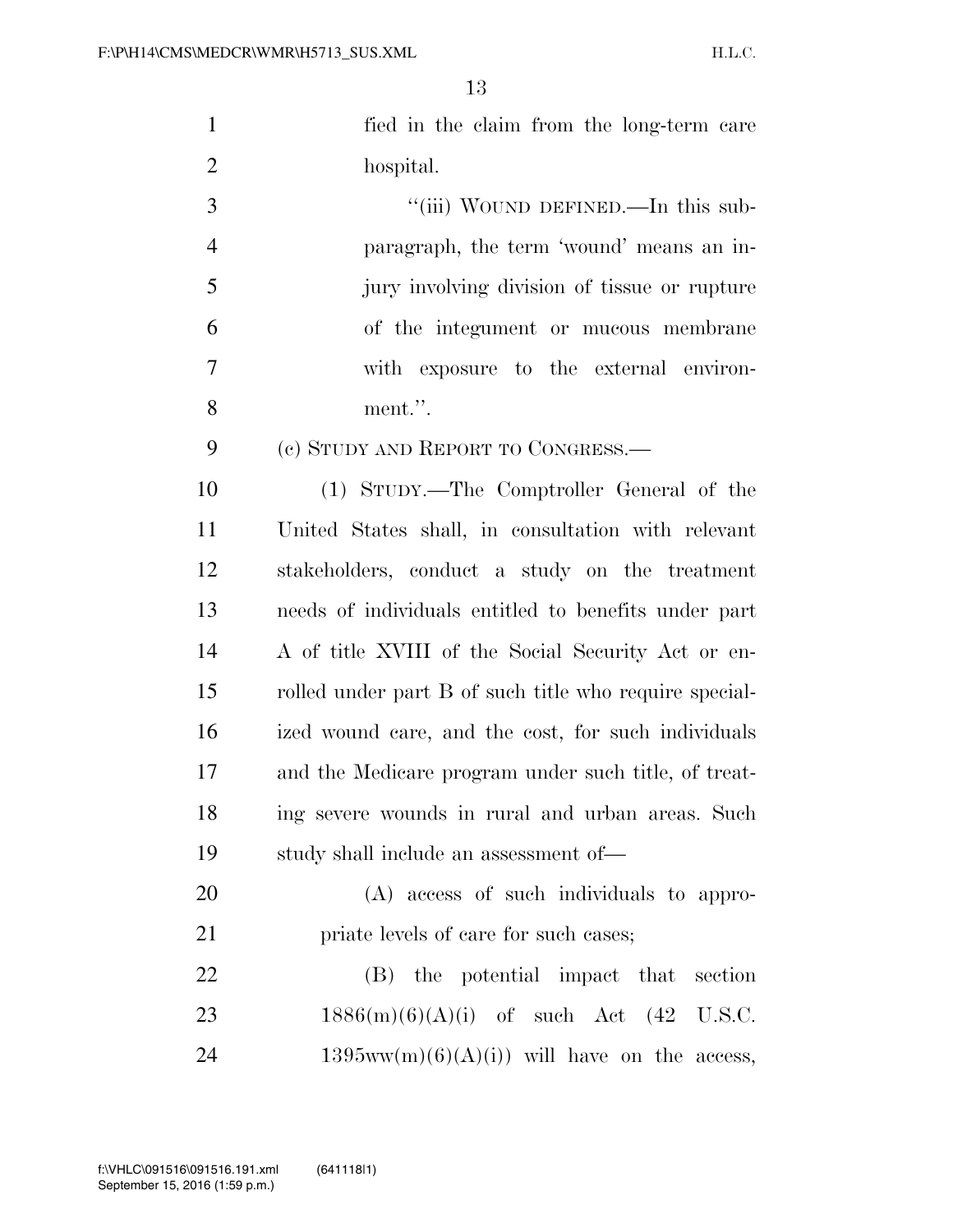fied in the claim from the long-term care hospital.

"(iii) WOUND DEFINED.—In this subparagraph, the term 'wound' means an injury involving division of tissue or rupture of the integument or mucous membrane with exposure to the external environment.".

(c) STUDY AND REPORT TO CONGRESS.—

(1) STUDY.—The Comptroller General of the United States shall, in consultation with relevant stakeholders, conduct a study on the treatment needs of individuals entitled to benefits under part A of title XVIII of the Social Security Act or enrolled under part B of such title who require specialized wound care, and the cost, for such individuals and the Medicare program under such title, of treating severe wounds in rural and urban areas. Such study shall include an assessment of—

(A) access of such individuals to appropriate levels of care for such cases;

(B) the potential impact that section 1886(m)(6)(A)(i) of such Act (42 U.S.C. 1395ww(m)(6)(A)(i)) will have on the access,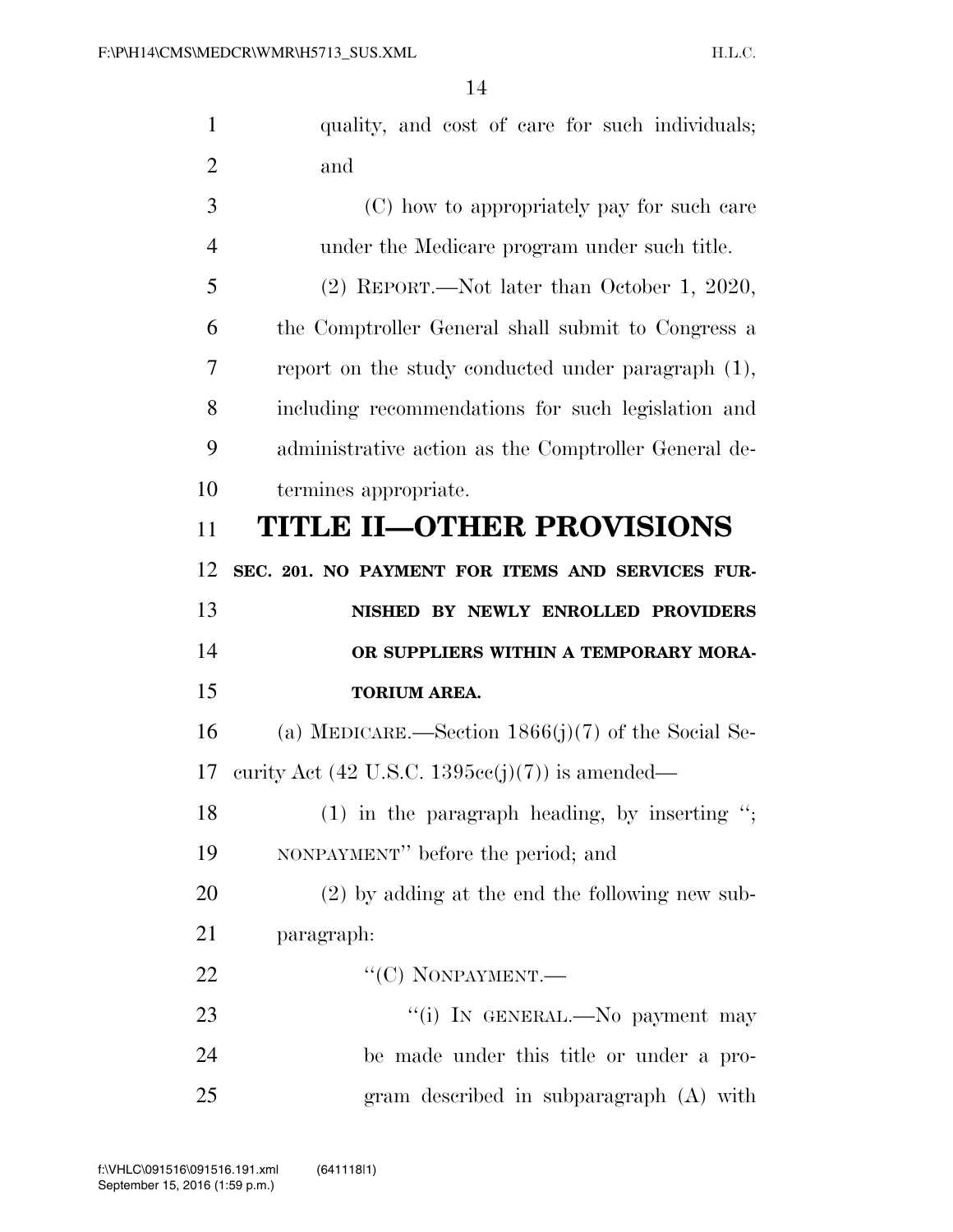quality, and cost of care for such individuals; and

(C) how to appropriately pay for such care under the Medicare program under such title.

(2) REPORT.—Not later than October 1, 2020, the Comptroller General shall submit to Congress a report on the study conducted under paragraph (1), including recommendations for such legislation and administrative action as the Comptroller General determines appropriate.

# TITLE II—OTHER PROVISIONS

**SEC. 201. NO PAYMENT FOR ITEMS AND SERVICES FURNISHED BY NEWLY ENROLLED PROVIDERS OR SUPPLIERS WITHIN A TEMPORARY MORATORIUM AREA.**

(a) MEDICARE.—Section 1866(j)(7) of the Social Security Act (42 U.S.C. 1395cc(j)(7)) is amended—

(1) in the paragraph heading, by inserting "; NONPAYMENT" before the period; and

(2) by adding at the end the following new subparagraph:

"(C) NONPAYMENT.—

"(i) IN GENERAL.—No payment may be made under this title or under a program described in subparagraph (A) with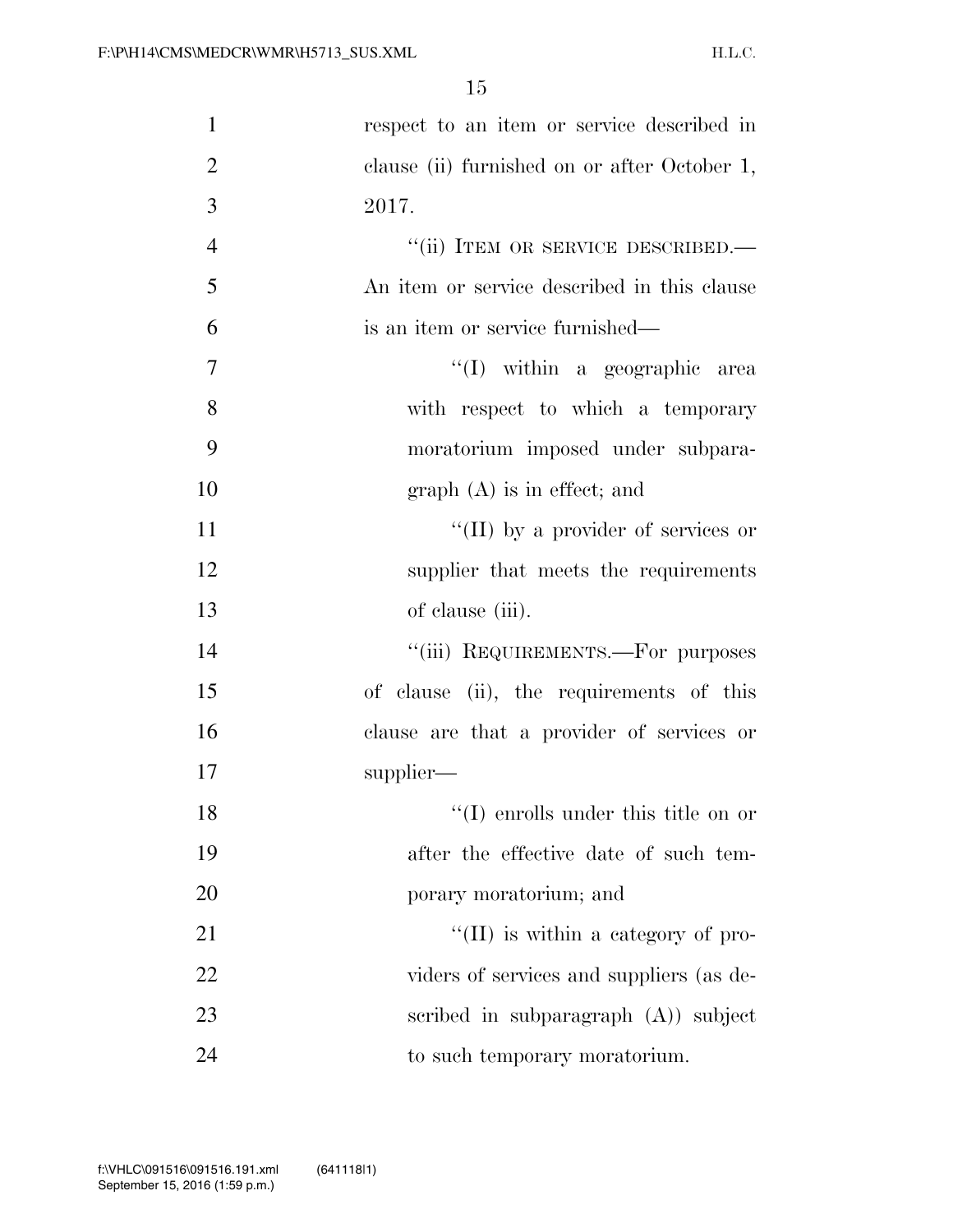respect to an item or service described in clause (ii) furnished on or after October 1, 2017.

"(ii) ITEM OR SERVICE DESCRIBED.— An item or service described in this clause is an item or service furnished—

"(I) within a geographic area with respect to which a temporary moratorium imposed under subparagraph (A) is in effect; and

"(II) by a provider of services or supplier that meets the requirements of clause (iii).

"(iii) REQUIREMENTS.—For purposes of clause (ii), the requirements of this clause are that a provider of services or supplier—

"(I) enrolls under this title on or after the effective date of such temporary moratorium; and

"(II) is within a category of providers of services and suppliers (as described in subparagraph (A)) subject to such temporary moratorium.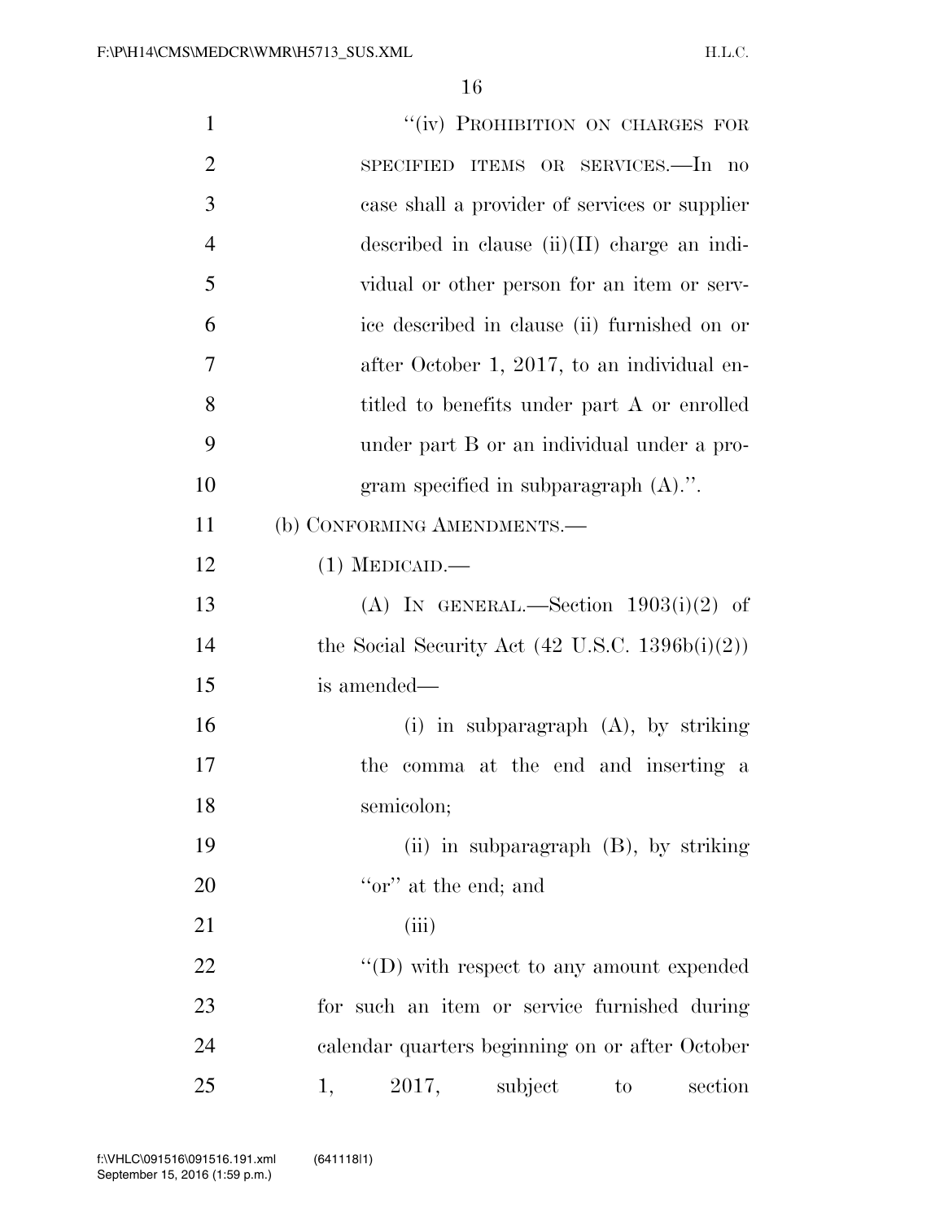"(iv) PROHIBITION ON CHARGES FOR SPECIFIED ITEMS OR SERVICES.—In no case shall a provider of services or supplier described in clause (ii)(II) charge an individual or other person for an item or service described in clause (ii) furnished on or after October 1, 2017, to an individual entitled to benefits under part A or enrolled under part B or an individual under a program specified in subparagraph (A).".

(b) CONFORMING AMENDMENTS.—

(1) MEDICAID.—

(A) IN GENERAL.—Section 1903(i)(2) of the Social Security Act (42 U.S.C. 1396b(i)(2)) is amended—

(i) in subparagraph (A), by striking the comma at the end and inserting a semicolon;

(ii) in subparagraph (B), by striking "or" at the end; and

(iii)

"(D) with respect to any amount expended for such an item or service furnished during calendar quarters beginning on or after October 1, 2017, subject to section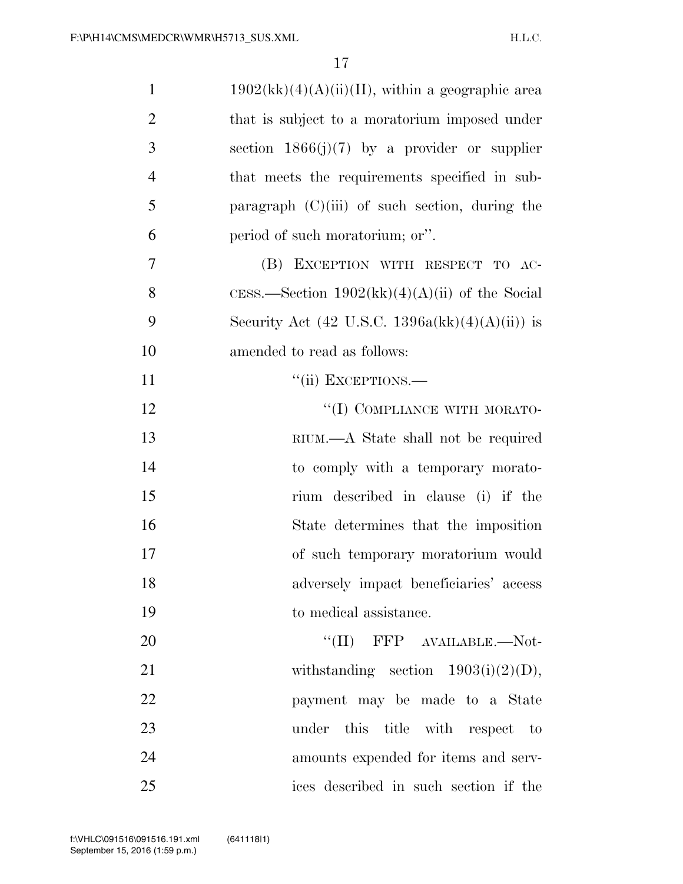1902(kk)(4)(A)(ii)(II), within a geographic area that is subject to a moratorium imposed under section 1866(j)(7) by a provider or supplier that meets the requirements specified in subparagraph (C)(iii) of such section, during the period of such moratorium; or''.

(B) EXCEPTION WITH RESPECT TO ACCESS.—Section 1902(kk)(4)(A)(ii) of the Social Security Act (42 U.S.C. 1396a(kk)(4)(A)(ii)) is amended to read as follows:

''(ii) EXCEPTIONS.—

''(I) COMPLIANCE WITH MORATORIUM.—A State shall not be required to comply with a temporary moratorium described in clause (i) if the State determines that the imposition of such temporary moratorium would adversely impact beneficiaries' access to medical assistance.

''(II) FFP AVAILABLE.—Notwithstanding section 1903(i)(2)(D), payment may be made to a State under this title with respect to amounts expended for items and services described in such section if the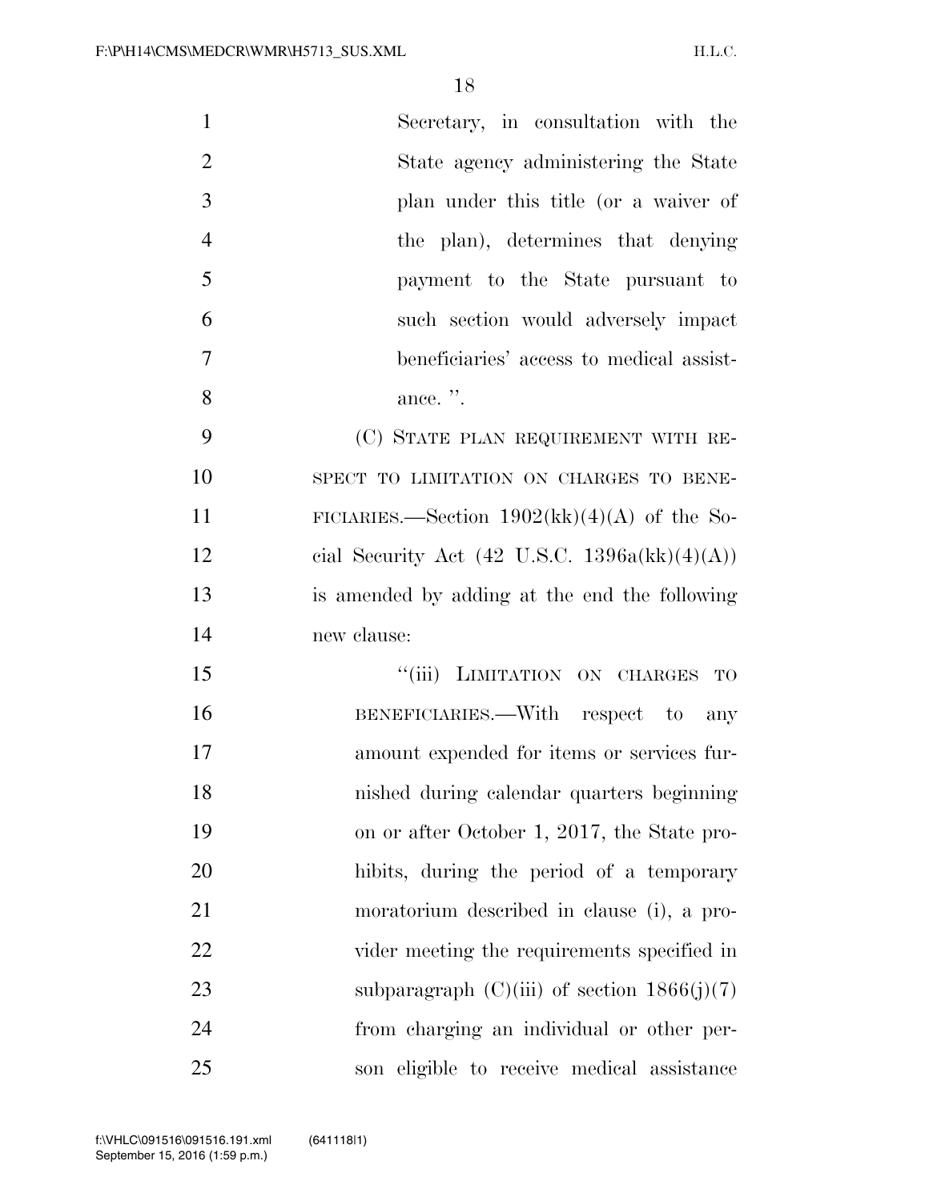Secretary, in consultation with the State agency administering the State plan under this title (or a waiver of the plan), determines that denying payment to the State pursuant to such section would adversely impact beneficiaries' access to medical assistance. ''.

(C) STATE PLAN REQUIREMENT WITH RESPECT TO LIMITATION ON CHARGES TO BENEFICIARIES.—Section 1902(kk)(4)(A) of the Social Security Act (42 U.S.C. 1396a(kk)(4)(A)) is amended by adding at the end the following new clause:

''(iii) LIMITATION ON CHARGES TO BENEFICIARIES.—With respect to any amount expended for items or services furnished during calendar quarters beginning on or after October 1, 2017, the State prohibits, during the period of a temporary moratorium described in clause (i), a provider meeting the requirements specified in subparagraph (C)(iii) of section 1866(j)(7) from charging an individual or other person eligible to receive medical assistance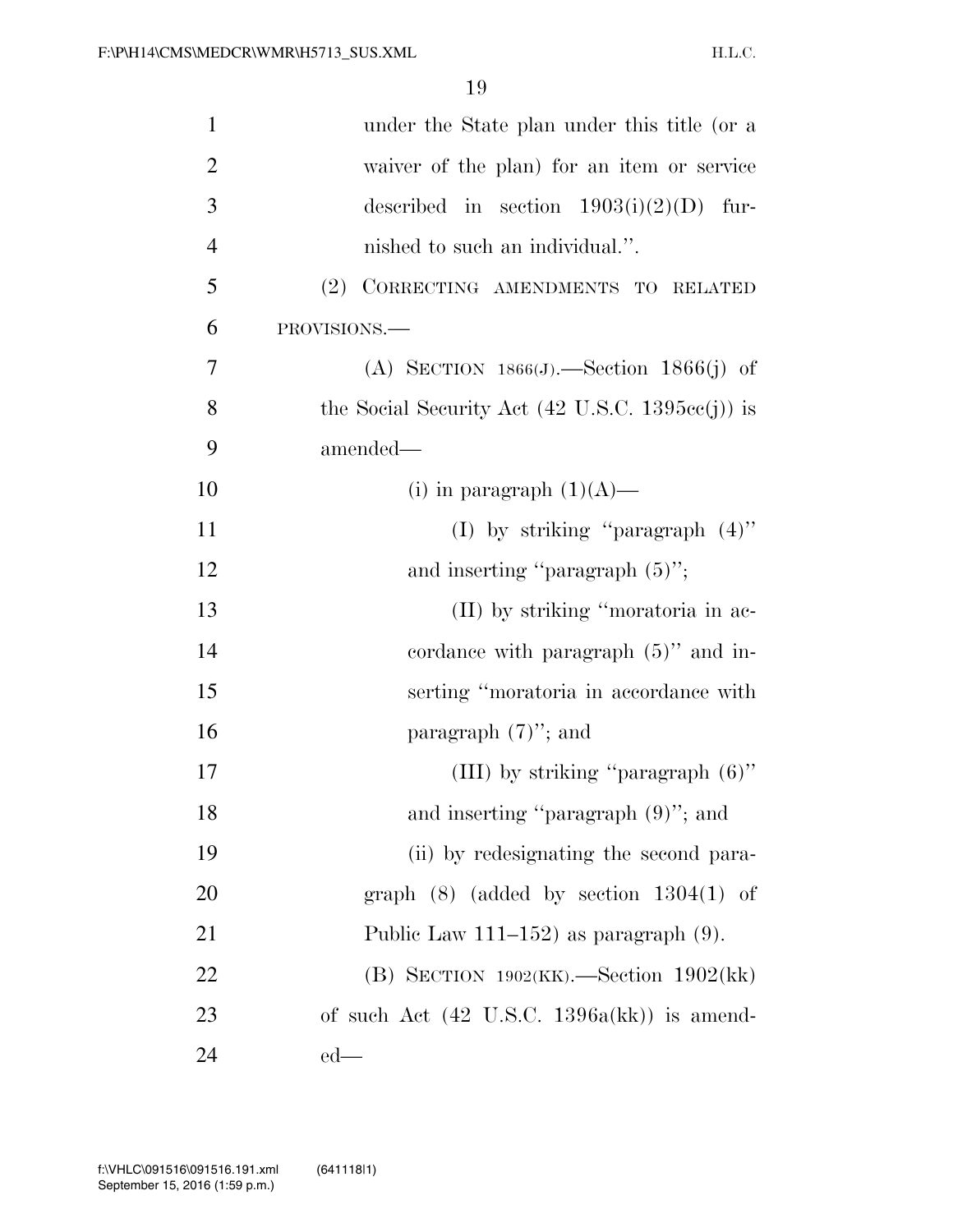under the State plan under this title (or a waiver of the plan) for an item or service described in section 1903(i)(2)(D) furnished to such an individual.''.

(2) CORRECTING AMENDMENTS TO RELATED PROVISIONS.—

(A) SECTION 1866(J).—Section 1866(j) of the Social Security Act (42 U.S.C. 1395cc(j)) is amended—

(i) in paragraph (1)(A)—

(I) by striking ''paragraph (4)'' and inserting ''paragraph (5)'';

(II) by striking ''moratoria in accordance with paragraph (5)'' and inserting ''moratoria in accordance with paragraph (7)''; and

(III) by striking ''paragraph (6)'' and inserting ''paragraph (9)''; and

(ii) by redesignating the second paragraph (8) (added by section 1304(1) of Public Law 111–152) as paragraph (9).

(B) SECTION 1902(KK).—Section 1902(kk) of such Act (42 U.S.C. 1396a(kk)) is amended—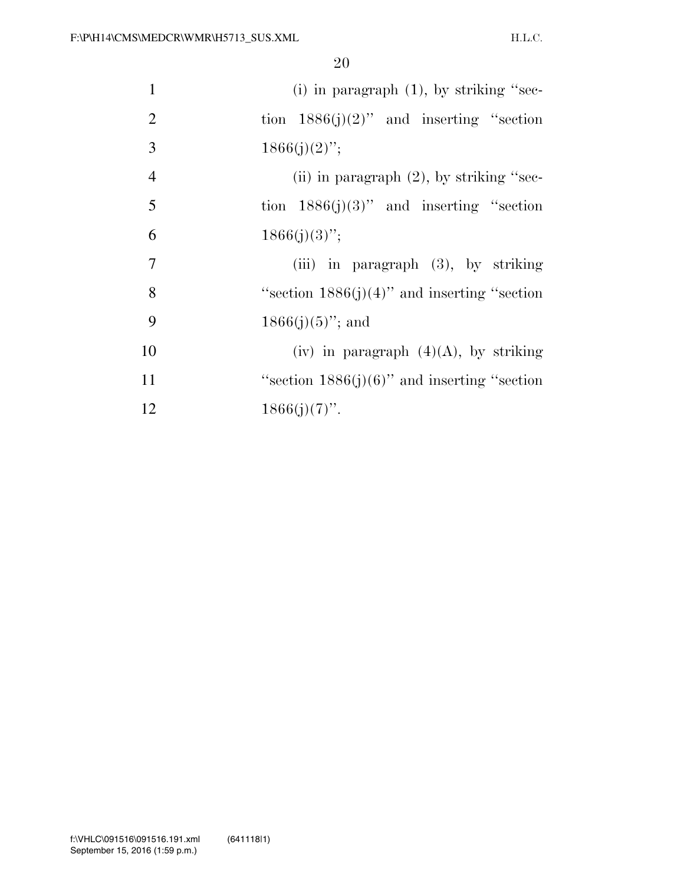(i) in paragraph (1), by striking "section 1886(j)(2)" and inserting "section 1866(j)(2)";

(ii) in paragraph (2), by striking "section 1886(j)(3)" and inserting "section 1866(j)(3)";

(iii) in paragraph (3), by striking "section 1886(j)(4)" and inserting "section 1866(j)(5)"; and

(iv) in paragraph (4)(A), by striking "section 1886(j)(6)" and inserting "section 1866(j)(7)".